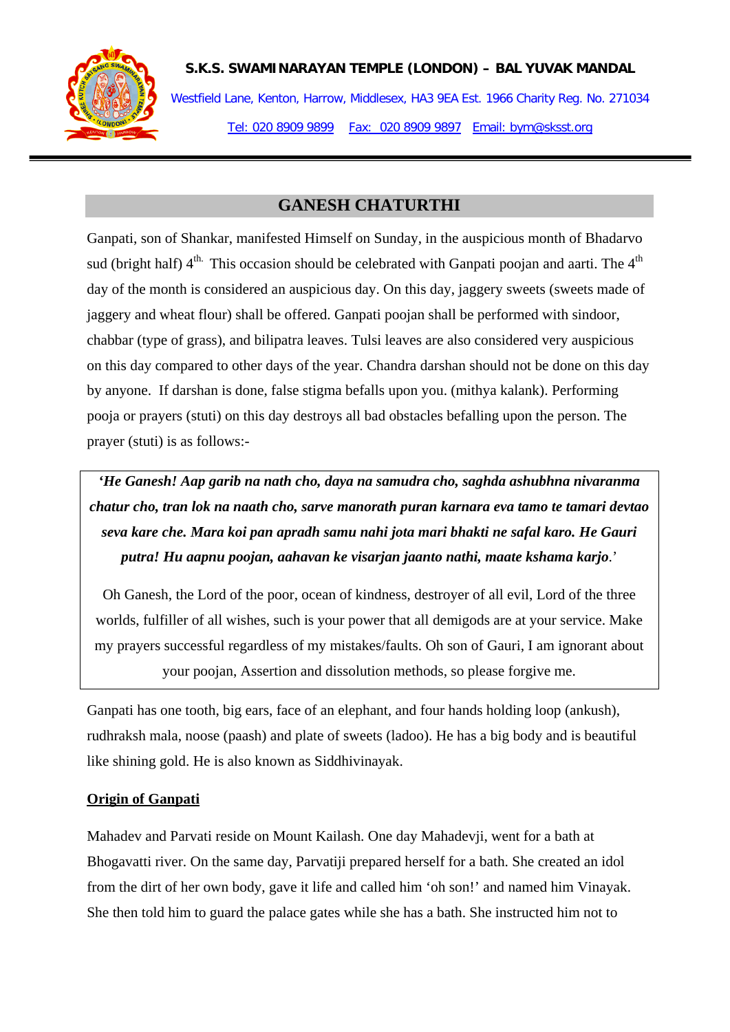**S.K.S. SWAMINARAYAN TEMPLE (LONDON) – BAL YUVAK MANDAL**

Westfield Lane, Kenton, Harrow, Middlesex, HA3 9EA Est. 1966 Charity Reg. No. 271034

Tel: 020 8909 9899 Fax: 020 8909 9897 Email: bym@sksst.org

---

## GANESH CHATURTHI

Ganpati, son of Shankar, manifested Himself on Sunday, in the auspicious month of Bhadarvo sud (bright half) 4th. This occasion should be celebrated with Ganpati poojan and aarti. The 4th day of the month is considered an auspicious day. On this day, jaggery sweets (sweets made of jaggery and wheat flour) shall be offered. Ganpati poojan shall be performed with sindoor, chabbar (type of grass), and bilipatra leaves. Tulsi leaves are also considered very auspicious on this day compared to other days of the year. Chandra darshan should not be done on this day by anyone. If darshan is done, false stigma befalls upon you. (mithya kalank). Performing pooja or prayers (stuti) on this day destroys all bad obstacles befalling upon the person. The prayer (stuti) is as follows:-

> ***'He Ganesh! Aap garib na nath cho, daya na samudra cho, saghda ashubhna nivaranma chatur cho, tran lok na naath cho, sarve manorath puran karnara eva tamo te tamari devtao seva kare che. Mara koi pan apradh samu nahi jota mari bhakti ne safal karo. He Gauri putra! Hu aapnu poojan, aahavan ke visarjan jaanto nathi, maate kshama karjo**.'*
>
> Oh Ganesh, the Lord of the poor, ocean of kindness, destroyer of all evil, Lord of the three worlds, fulfiller of all wishes, such is your power that all demigods are at your service. Make my prayers successful regardless of my mistakes/faults. Oh son of Gauri, I am ignorant about your poojan, Assertion and dissolution methods, so please forgive me.

Ganpati has one tooth, big ears, face of an elephant, and four hands holding loop (ankush), rudhraksh mala, noose (paash) and plate of sweets (ladoo). He has a big body and is beautiful like shining gold. He is also known as Siddhivinayak.

**<u>Origin of Ganpati</u>**

Mahadev and Parvati reside on Mount Kailash. One day Mahadevji, went for a bath at Bhogavatti river. On the same day, Parvatiji prepared herself for a bath. She created an idol from the dirt of her own body, gave it life and called him 'oh son!' and named him Vinayak. She then told him to guard the palace gates while she has a bath. She instructed him not to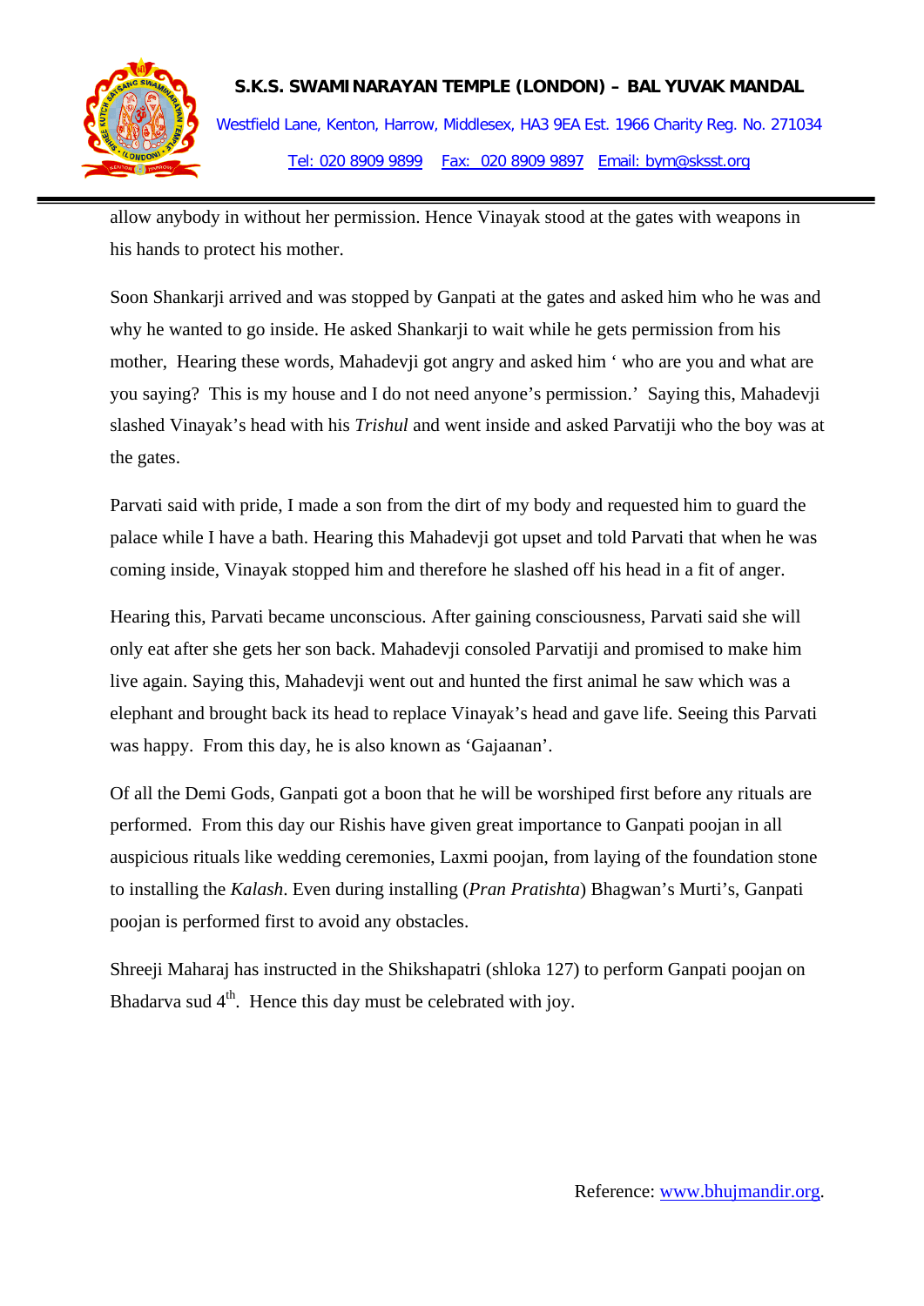allow anybody in without her permission. Hence Vinayak stood at the gates with weapons in his hands to protect his mother.

Soon Shankarji arrived and was stopped by Ganpati at the gates and asked him who he was and why he wanted to go inside. He asked Shankarji to wait while he gets permission from his mother, Hearing these words, Mahadevji got angry and asked him ' who are you and what are you saying? This is my house and I do not need anyone's permission.' Saying this, Mahadevji slashed Vinayak's head with his *Trishul* and went inside and asked Parvatiji who the boy was at the gates.

Parvati said with pride, I made a son from the dirt of my body and requested him to guard the palace while I have a bath. Hearing this Mahadevji got upset and told Parvati that when he was coming inside, Vinayak stopped him and therefore he slashed off his head in a fit of anger.

Hearing this, Parvati became unconscious. After gaining consciousness, Parvati said she will only eat after she gets her son back. Mahadevji consoled Parvatiji and promised to make him live again. Saying this, Mahadevji went out and hunted the first animal he saw which was a elephant and brought back its head to replace Vinayak's head and gave life. Seeing this Parvati was happy. From this day, he is also known as 'Gajaanan'.

Of all the Demi Gods, Ganpati got a boon that he will be worshiped first before any rituals are performed. From this day our Rishis have given great importance to Ganpati poojan in all auspicious rituals like wedding ceremonies, Laxmi poojan, from laying of the foundation stone to installing the *Kalash*. Even during installing (*Pran Pratishta*) Bhagwan's Murti's, Ganpati poojan is performed first to avoid any obstacles.

Shreeji Maharaj has instructed in the Shikshapatri (shloka 127) to perform Ganpati poojan on Bhadarva sud 4th. Hence this day must be celebrated with joy.

Reference: www.bhujmandir.org.